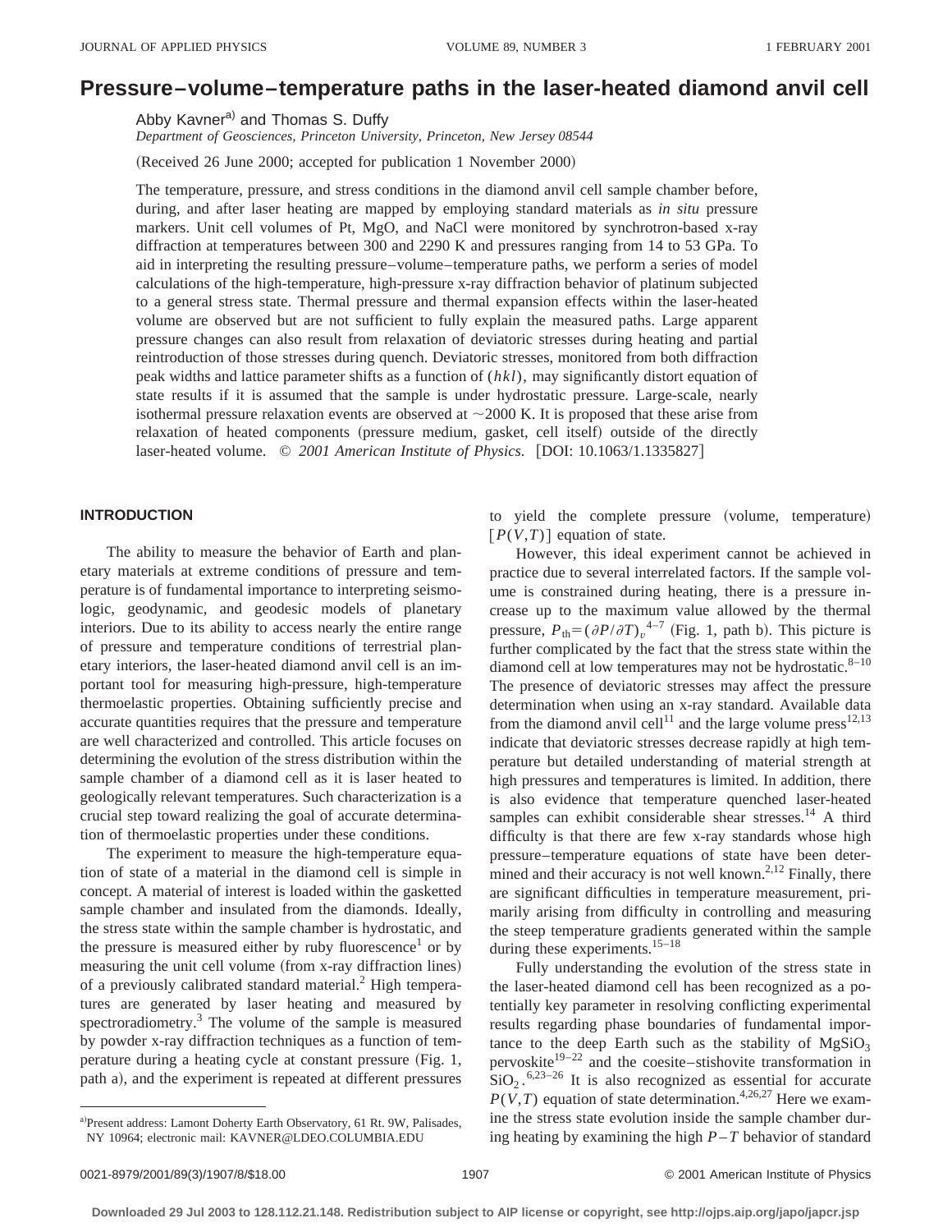# Pressure–volume–temperature paths in the laser-heated diamond anvil cell

Abby Kavner[a] and Thomas S. Duffy

*Department of Geosciences, Princeton University, Princeton, New Jersey 08544*

(Received 26 June 2000; accepted for publication 1 November 2000)

The temperature, pressure, and stress conditions in the diamond anvil cell sample chamber before, during, and after laser heating are mapped by employing standard materials as *in situ* pressure markers. Unit cell volumes of Pt, MgO, and NaCl were monitored by synchrotron-based x-ray diffraction at temperatures between 300 and 2290 K and pressures ranging from 14 to 53 GPa. To aid in interpreting the resulting pressure–volume–temperature paths, we perform a series of model calculations of the high-temperature, high-pressure x-ray diffraction behavior of platinum subjected to a general stress state. Thermal pressure and thermal expansion effects within the laser-heated volume are observed but are not sufficient to fully explain the measured paths. Large apparent pressure changes can also result from relaxation of deviatoric stresses during heating and partial reintroduction of those stresses during quench. Deviatoric stresses, monitored from both diffraction peak widths and lattice parameter shifts as a function of $(hkl)$, may significantly distort equation of state results if it is assumed that the sample is under hydrostatic pressure. Large-scale, nearly isothermal pressure relaxation events are observed at ~2000 K. It is proposed that these arise from relaxation of heated components (pressure medium, gasket, cell itself) outside of the directly laser-heated volume. © *2001 American Institute of Physics.* [DOI: 10.1063/1.1335827]

## INTRODUCTION

The ability to measure the behavior of Earth and planetary materials at extreme conditions of pressure and temperature is of fundamental importance to interpreting seismologic, geodynamic, and geodesic models of planetary interiors. Due to its ability to access nearly the entire range of pressure and temperature conditions of terrestrial planetary interiors, the laser-heated diamond anvil cell is an important tool for measuring high-pressure, high-temperature thermoelastic properties. Obtaining sufficiently precise and accurate quantities requires that the pressure and temperature are well characterized and controlled. This article focuses on determining the evolution of the stress distribution within the sample chamber of a diamond cell as it is laser heated to geologically relevant temperatures. Such characterization is a crucial step toward realizing the goal of accurate determination of thermoelastic properties under these conditions.

The experiment to measure the high-temperature equation of state of a material in the diamond cell is simple in concept. A material of interest is loaded within the gasketted sample chamber and insulated from the diamonds. Ideally, the stress state within the sample chamber is hydrostatic, and the pressure is measured either by ruby fluorescence[1] or by measuring the unit cell volume (from x-ray diffraction lines) of a previously calibrated standard material.[2] High temperatures are generated by laser heating and measured by spectroradiometry.[3] The volume of the sample is measured by powder x-ray diffraction techniques as a function of temperature during a heating cycle at constant pressure (Fig. 1, path a), and the experiment is repeated at different pressures to yield the complete pressure (volume, temperature) $[P(V,T)]$ equation of state.

However, this ideal experiment cannot be achieved in practice due to several interrelated factors. If the sample volume is constrained during heating, there is a pressure increase up to the maximum value allowed by the thermal pressure, $P_{th} = (\partial P/\partial T)_v$[4–7] (Fig. 1, path b). This picture is further complicated by the fact that the stress state within the diamond cell at low temperatures may not be hydrostatic.[8–10] The presence of deviatoric stresses may affect the pressure determination when using an x-ray standard. Available data from the diamond anvil cell[11] and the large volume press[12,13] indicate that deviatoric stresses decrease rapidly at high temperature but detailed understanding of material strength at high pressures and temperatures is limited. In addition, there is also evidence that temperature quenched laser-heated samples can exhibit considerable shear stresses.[14] A third difficulty is that there are few x-ray standards whose high pressure–temperature equations of state have been determined and their accuracy is not well known.[2,12] Finally, there are significant difficulties in temperature measurement, primarily arising from difficulty in controlling and measuring the steep temperature gradients generated within the sample during these experiments.[15–18]

Fully understanding the evolution of the stress state in the laser-heated diamond cell has been recognized as a potentially key parameter in resolving conflicting experimental results regarding phase boundaries of fundamental importance to the deep Earth such as the stability of $MgSiO_3$ pervoskite[19–22] and the coesite–stishovite transformation in $SiO_2$.[6,23–26] It is also recognized as essential for accurate $P(V,T)$ equation of state determination.[4,26,27] Here we examine the stress state evolution inside the sample chamber during heating by examining the high $P-T$ behavior of standard

[a]Present address: Lamont Doherty Earth Observatory, 61 Rt. 9W, Palisades, NY 10964; electronic mail: KAVNER@LDEO.COLUMBIA.EDU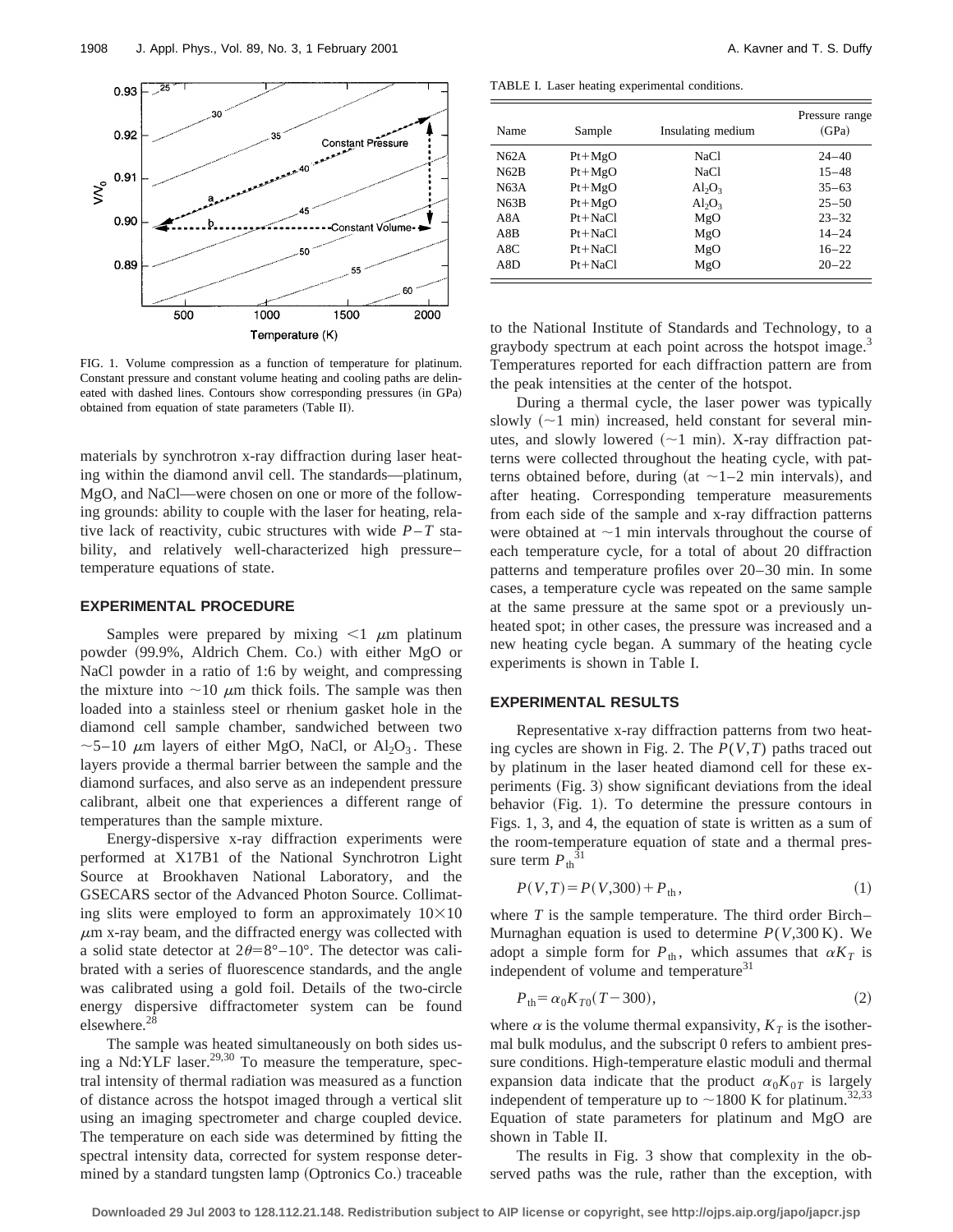FIG. 1. Volume compression as a function of temperature for platinum. Constant pressure and constant volume heating and cooling paths are delineated with dashed lines. Contours show corresponding pressures (in GPa) obtained from equation of state parameters (Table II).

materials by synchrotron x-ray diffraction during laser heating within the diamond anvil cell. The standards—platinum, MgO, and NaCl—were chosen on one or more of the following grounds: ability to couple with the laser for heating, relative lack of reactivity, cubic structures with wide $P$–$T$ stability, and relatively well-characterized high pressure–temperature equations of state.

## EXPERIMENTAL PROCEDURE

Samples were prepared by mixing $<1$ $\mu$m platinum powder (99.9%, Aldrich Chem. Co.) with either MgO or NaCl powder in a ratio of 1:6 by weight, and compressing the mixture into $\sim$10 $\mu$m thick foils. The sample was then loaded into a stainless steel or rhenium gasket hole in the diamond cell sample chamber, sandwiched between two $\sim$5–10 $\mu$m layers of either MgO, NaCl, or $Al_2O_3$. These layers provide a thermal barrier between the sample and the diamond surfaces, and also serve as an independent pressure calibrant, albeit one that experiences a different range of temperatures than the sample mixture.

Energy-dispersive x-ray diffraction experiments were performed at X17B1 of the National Synchrotron Light Source at Brookhaven National Laboratory, and the GSECARS sector of the Advanced Photon Source. Collimating slits were employed to form an approximately $10\times10$ $\mu$m x-ray beam, and the diffracted energy was collected with a solid state detector at $2\theta=8°$–$10°$. The detector was calibrated with a series of fluorescence standards, and the angle was calibrated using a gold foil. Details of the two-circle energy dispersive diffractometer system can be found elsewhere.[28]

The sample was heated simultaneously on both sides using a Nd:YLF laser.[29,30] To measure the temperature, spectral intensity of thermal radiation was measured as a function of distance across the hotspot imaged through a vertical slit using an imaging spectrometer and charge coupled device. The temperature on each side was determined by fitting the spectral intensity data, corrected for system response determined by a standard tungsten lamp (Optronics Co.) traceable to the National Institute of Standards and Technology, to a graybody spectrum at each point across the hotspot image.[3] Temperatures reported for each diffraction pattern are from the peak intensities at the center of the hotspot.

During a thermal cycle, the laser power was typically slowly ($\sim$1 min) increased, held constant for several minutes, and slowly lowered ($\sim$1 min). X-ray diffraction patterns were collected throughout the heating cycle, with patterns obtained before, during (at $\sim$1–2 min intervals), and after heating. Corresponding temperature measurements from each side of the sample and x-ray diffraction patterns were obtained at $\sim$1 min intervals throughout the course of each temperature cycle, for a total of about 20 diffraction patterns and temperature profiles over 20–30 min. In some cases, a temperature cycle was repeated on the same sample at the same pressure at the same spot or a previously unheated spot; in other cases, the pressure was increased and a new heating cycle began. A summary of the heating cycle experiments is shown in Table I.

TABLE I. Laser heating experimental conditions.

| Name | Sample | Insulating medium | Pressure range (GPa) |
|---|---|---|---|
| N62A | Pt+MgO | NaCl | 24–40 |
| N62B | Pt+MgO | NaCl | 15–48 |
| N63A | Pt+MgO | $Al_2O_3$ | 35–63 |
| N63B | Pt+MgO | $Al_2O_3$ | 25–50 |
| A8A | Pt+NaCl | MgO | 23–32 |
| A8B | Pt+NaCl | MgO | 14–24 |
| A8C | Pt+NaCl | MgO | 16–22 |
| A8D | Pt+NaCl | MgO | 20–22 |

## EXPERIMENTAL RESULTS

Representative x-ray diffraction patterns from two heating cycles are shown in Fig. 2. The $P(V,T)$ paths traced out by platinum in the laser heated diamond cell for these experiments (Fig. 3) show significant deviations from the ideal behavior (Fig. 1). To determine the pressure contours in Figs. 1, 3, and 4, the equation of state is written as a sum of the room-temperature equation of state and a thermal pressure term $P_{th}$[31]

$$P(V,T)=P(V,300)+P_{th}, \tag{1}$$

where $T$ is the sample temperature. The third order Birch–Murnaghan equation is used to determine $P(V,300\,\mathrm{K})$. We adopt a simple form for $P_{th}$, which assumes that $\alpha K_T$ is independent of volume and temperature[31]

$$P_{th}=\alpha_0 K_{T0}(T-300), \tag{2}$$

where $\alpha$ is the volume thermal expansivity, $K_T$ is the isothermal bulk modulus, and the subscript 0 refers to ambient pressure conditions. High-temperature elastic moduli and thermal expansion data indicate that the product $\alpha_0 K_{0T}$ is largely independent of temperature up to $\sim$1800 K for platinum.[32,33] Equation of state parameters for platinum and MgO are shown in Table II.

The results in Fig. 3 show that complexity in the observed paths was the rule, rather than the exception, with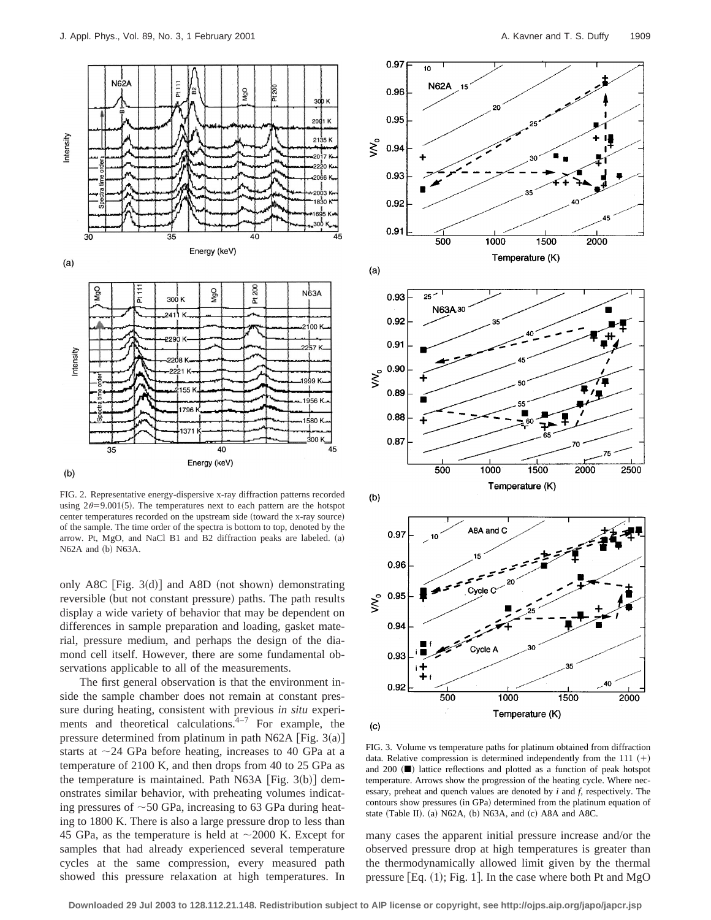FIG. 2. Representative energy-dispersive x-ray diffraction patterns recorded using $2\theta=9.001(5)$. The temperatures next to each pattern are the hotspot center temperatures recorded on the upstream side (toward the x-ray source) of the sample. The time order of the spectra is bottom to top, denoted by the arrow. Pt, MgO, and NaCl B1 and B2 diffraction peaks are labeled. (a) N62A and (b) N63A.

FIG. 3. Volume vs temperature paths for platinum obtained from diffraction data. Relative compression is determined independently from the 111 (+) and 200 (■) lattice reflections and plotted as a function of peak hotspot temperature. Arrows show the progression of the heating cycle. Where necessary, preheat and quench values are denoted by *i* and *f*, respectively. The contours show pressures (in GPa) determined from the platinum equation of state (Table II). (a) N62A, (b) N63A, and (c) A8A and A8C.

only A8C [Fig. 3(d)] and A8D (not shown) demonstrating reversible (but not constant pressure) paths. The path results display a wide variety of behavior that may be dependent on differences in sample preparation and loading, gasket material, pressure medium, and perhaps the design of the diamond cell itself. However, there are some fundamental observations applicable to all of the measurements.

The first general observation is that the environment inside the sample chamber does not remain at constant pressure during heating, consistent with previous *in situ* experiments and theoretical calculations.[4–7] For example, the pressure determined from platinum in path N62A [Fig. 3(a)] starts at ~24 GPa before heating, increases to 40 GPa at a temperature of 2100 K, and then drops from 40 to 25 GPa as the temperature is maintained. Path N63A [Fig. 3(b)] demonstrates similar behavior, with preheating volumes indicating pressures of ~50 GPa, increasing to 63 GPa during heating to 1800 K. There is also a large pressure drop to less than 45 GPa, as the temperature is held at ~2000 K. Except for samples that had already experienced several temperature cycles at the same compression, every measured path showed this pressure relaxation at high temperatures. In many cases the apparent initial pressure increase and/or the observed pressure drop at high temperatures is greater than the thermodynamically allowed limit given by the thermal pressure [Eq. (1); Fig. 1]. In the case where both Pt and MgO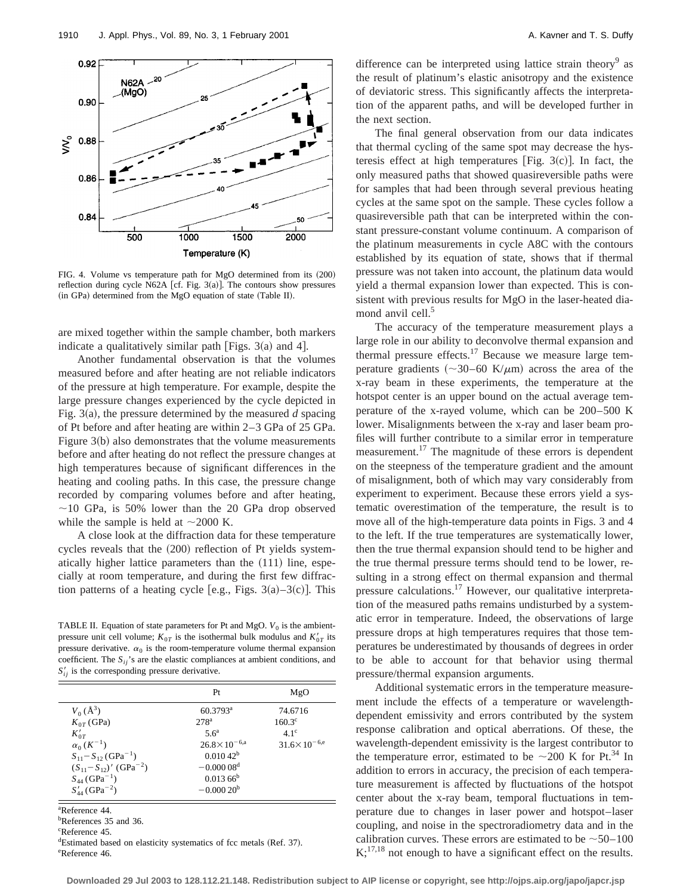FIG. 4. Volume vs temperature path for MgO determined from its (200) reflection during cycle N62A [cf. Fig. 3(a)]. The contours show pressures (in GPa) determined from the MgO equation of state (Table II).

are mixed together within the sample chamber, both markers indicate a qualitatively similar path [Figs. 3(a) and 4].

Another fundamental observation is that the volumes measured before and after heating are not reliable indicators of the pressure at high temperature. For example, despite the large pressure changes experienced by the cycle depicted in Fig. 3(a), the pressure determined by the measured $d$ spacing of Pt before and after heating are within 2–3 GPa of 25 GPa. Figure 3(b) also demonstrates that the volume measurements before and after heating do not reflect the pressure changes at high temperatures because of significant differences in the heating and cooling paths. In this case, the pressure change recorded by comparing volumes before and after heating, ~10 GPa, is 50% lower than the 20 GPa drop observed while the sample is held at ~2000 K.

A close look at the diffraction data for these temperature cycles reveals that the (200) reflection of Pt yields systematically higher lattice parameters than the (111) line, especially at room temperature, and during the first few diffraction patterns of a heating cycle [e.g., Figs. 3(a)–3(c)]. This difference can be interpreted using lattice strain theory[9] as the result of platinum's elastic anisotropy and the existence of deviatoric stress. This significantly affects the interpretation of the apparent paths, and will be developed further in the next section.

The final general observation from our data indicates that thermal cycling of the same spot may decrease the hysteresis effect at high temperatures [Fig. 3(c)]. In fact, the only measured paths that showed quasireversible paths were for samples that had been through several previous heating cycles at the same spot on the sample. These cycles follow a quasireversible path that can be interpreted within the constant pressure-constant volume continuum. A comparison of the platinum measurements in cycle A8C with the contours established by its equation of state, shows that if thermal pressure was not taken into account, the platinum data would yield a thermal expansion lower than expected. This is consistent with previous results for MgO in the laser-heated diamond anvil cell.[5]

The accuracy of the temperature measurement plays a large role in our ability to deconvolve thermal expansion and thermal pressure effects.[17] Because we measure large temperature gradients (~30–60 K/μm) across the area of the x-ray beam in these experiments, the temperature at the hotspot center is an upper bound on the actual average temperature of the x-rayed volume, which can be 200–500 K lower. Misalignments between the x-ray and laser beam profiles will further contribute to a similar error in temperature measurement.[17] The magnitude of these errors is dependent on the steepness of the temperature gradient and the amount of misalignment, both of which may vary considerably from experiment to experiment. Because these errors yield a systematic overestimation of the temperature, the result is to move all of the high-temperature data points in Figs. 3 and 4 to the left. If the true temperatures are systematically lower, then the true thermal expansion should tend to be higher and the true thermal pressure terms should tend to be lower, resulting in a strong effect on thermal expansion and thermal pressure calculations.[17] However, our qualitative interpretation of the measured paths remains undisturbed by a systematic error in temperature. Indeed, the observations of large pressure drops at high temperatures requires that those temperatures be underestimated by thousands of degrees in order to be able to account for that behavior using thermal pressure/thermal expansion arguments.

Additional systematic errors in the temperature measurement include the effects of a temperature or wavelength-dependent emissivity and errors contributed by the system response calibration and optical aberrations. Of these, the wavelength-dependent emissivity is the largest contributor to the temperature error, estimated to be ~200 K for Pt.[34] In addition to errors in accuracy, the precision of each temperature measurement is affected by fluctuations of the hotspot center about the x-ray beam, temporal fluctuations in temperature due to changes in laser power and hotspot–laser coupling, and noise in the spectroradiometry data and in the calibration curves. These errors are estimated to be ~50–100 K;[17,18] not enough to have a significant effect on the results.

TABLE II. Equation of state parameters for Pt and MgO. $V_0$ is the ambient-pressure unit cell volume; $K_{0T}$ is the isothermal bulk modulus and $K'_{0T}$ its pressure derivative. $\alpha_0$ is the room-temperature volume thermal expansion coefficient. The $S_{ij}$'s are the elastic compliances at ambient conditions, and $S'_{ij}$ is the corresponding pressure derivative.

| | Pt | MgO |
|---|---|---|
| $V_0$ (Å$^3$) | 60.3793[a] | 74.6716 |
| $K_{0T}$ (GPa) | 278[a] | 160.3[c] |
| $K'_{0T}$ | 5.6[a] | 4.1[c] |
| $\alpha_0$ ($K^{-1}$) | $26.8\times10^{-6}$[a] | $31.6\times10^{-6}$[e] |
| $S_{11}-S_{12}$ (GPa$^{-1}$) | 0.010 42[b] | |
| $(S_{11}-S_{12})'$ (GPa$^{-2}$) | −0.000 08[d] | |
| $S_{44}$ (GPa$^{-1}$) | 0.013 66[b] | |
| $S'_{44}$ (GPa$^{-2}$) | −0.000 20[b] | |

[a]Reference 44.
[b]References 35 and 36.
[c]Reference 45.
[d]Estimated based on elasticity systematics of fcc metals (Ref. 37).
[e]Reference 46.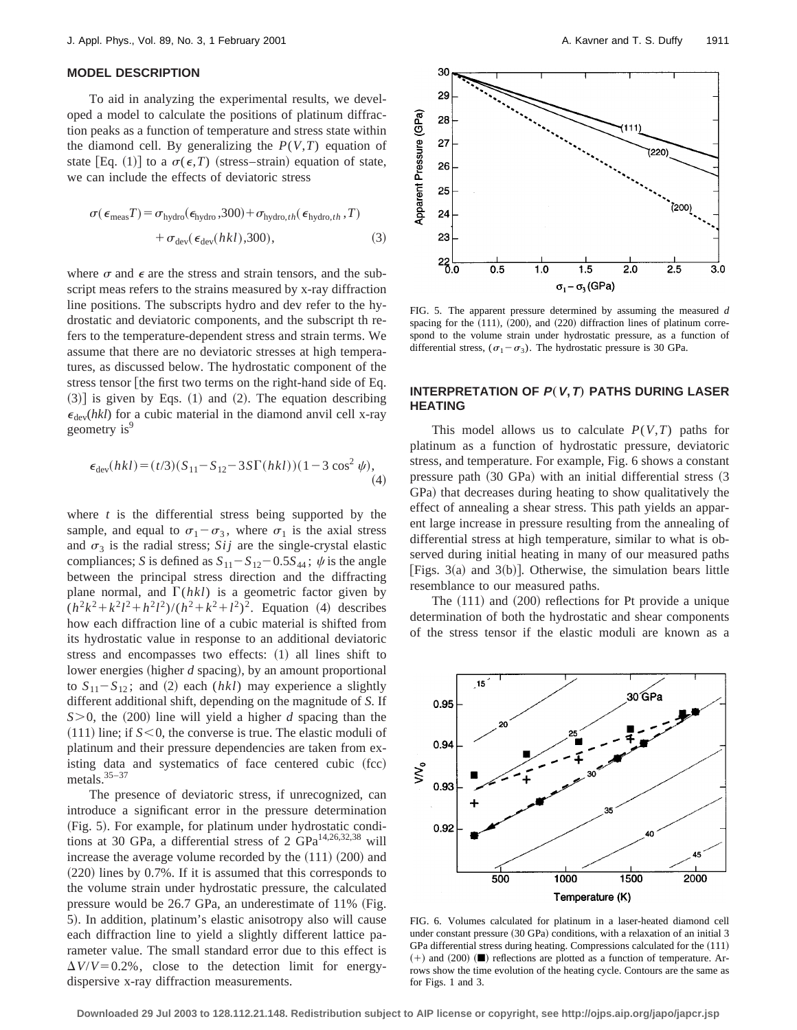## MODEL DESCRIPTION

To aid in analyzing the experimental results, we developed a model to calculate the positions of platinum diffraction peaks as a function of temperature and stress state within the diamond cell. By generalizing the $P(V,T)$ equation of state [Eq. (1)] to a $\sigma(\epsilon,T)$ (stress–strain) equation of state, we can include the effects of deviatoric stress

$$\sigma(\epsilon_{\text{meas}}T) = \sigma_{\text{hydro}}(\epsilon_{\text{hydro}},300) + \sigma_{\text{hydro},th}(\epsilon_{\text{hydro},th},T) + \sigma_{\text{dev}}(\epsilon_{\text{dev}}(hkl),300), \tag{3}$$

where $\sigma$ and $\epsilon$ are the stress and strain tensors, and the subscript meas refers to the strains measured by x-ray diffraction line positions. The subscripts hydro and dev refer to the hydrostatic and deviatoric components, and the subscript th refers to the temperature-dependent stress and strain terms. We assume that there are no deviatoric stresses at high temperatures, as discussed below. The hydrostatic component of the stress tensor [the first two terms on the right-hand side of Eq. (3)] is given by Eqs. (1) and (2). The equation describing $\epsilon_{\text{dev}}(hkl)$ for a cubic material in the diamond anvil cell x-ray geometry is[9]

$$\epsilon_{\text{dev}}(hkl) = (t/3)(S_{11} - S_{12} - 3S\Gamma(hkl))(1 - 3\cos^2\psi), \tag{4}$$

where $t$ is the differential stress being supported by the sample, and equal to $\sigma_1 - \sigma_3$, where $\sigma_1$ is the axial stress and $\sigma_3$ is the radial stress; $Sij$ are the single-crystal elastic compliances; $S$ is defined as $S_{11} - S_{12} - 0.5S_{44}$; $\psi$ is the angle between the principal stress direction and the diffracting plane normal, and $\Gamma(hkl)$ is a geometric factor given by $(h^2k^2 + k^2l^2 + h^2l^2)/(h^2 + k^2 + l^2)^2$. Equation (4) describes how each diffraction line of a cubic material is shifted from its hydrostatic value in response to an additional deviatoric stress and encompasses two effects: (1) all lines shift to lower energies (higher $d$ spacing), by an amount proportional to $S_{11} - S_{12}$; and (2) each $(hkl)$ may experience a slightly different additional shift, depending on the magnitude of $S$. If $S > 0$, the (200) line will yield a higher $d$ spacing than the (111) line; if $S < 0$, the converse is true. The elastic moduli of platinum and their pressure dependencies are taken from existing data and systematics of face centered cubic (fcc) metals.[35–37]

The presence of deviatoric stress, if unrecognized, can introduce a significant error in the pressure determination (Fig. 5). For example, for platinum under hydrostatic conditions at 30 GPa, a differential stress of 2 GPa[14,26,32,38] will increase the average volume recorded by the (111) (200) and (220) lines by 0.7%. If it is assumed that this corresponds to the volume strain under hydrostatic pressure, the calculated pressure would be 26.7 GPa, an underestimate of 11% (Fig. 5). In addition, platinum's elastic anisotropy also will cause each diffraction line to yield a slightly different lattice parameter value. The small standard error due to this effect is $\Delta V/V = 0.2\%$, close to the detection limit for energy-dispersive x-ray diffraction measurements.

FIG. 5. The apparent pressure determined by assuming the measured $d$ spacing for the (111), (200), and (220) diffraction lines of platinum correspond to the volume strain under hydrostatic pressure, as a function of differential stress, $(\sigma_1 - \sigma_3)$. The hydrostatic pressure is 30 GPa.

## INTERPRETATION OF $P(V,T)$ PATHS DURING LASER HEATING

This model allows us to calculate $P(V,T)$ paths for platinum as a function of hydrostatic pressure, deviatoric stress, and temperature. For example, Fig. 6 shows a constant pressure path (30 GPa) with an initial differential stress (3 GPa) that decreases during heating to show qualitatively the effect of annealing a shear stress. This path yields an apparent large increase in pressure resulting from the annealing of differential stress at high temperature, similar to what is observed during initial heating in many of our measured paths [Figs. 3(a) and 3(b)]. Otherwise, the simulation bears little resemblance to our measured paths.

The (111) and (200) reflections for Pt provide a unique determination of both the hydrostatic and shear components of the stress tensor if the elastic moduli are known as a

FIG. 6. Volumes calculated for platinum in a laser-heated diamond cell under constant pressure (30 GPa) conditions, with a relaxation of an initial 3 GPa differential stress during heating. Compressions calculated for the (111) (+) and (200) (■) reflections are plotted as a function of temperature. Arrows show the time evolution of the heating cycle. Contours are the same as for Figs. 1 and 3.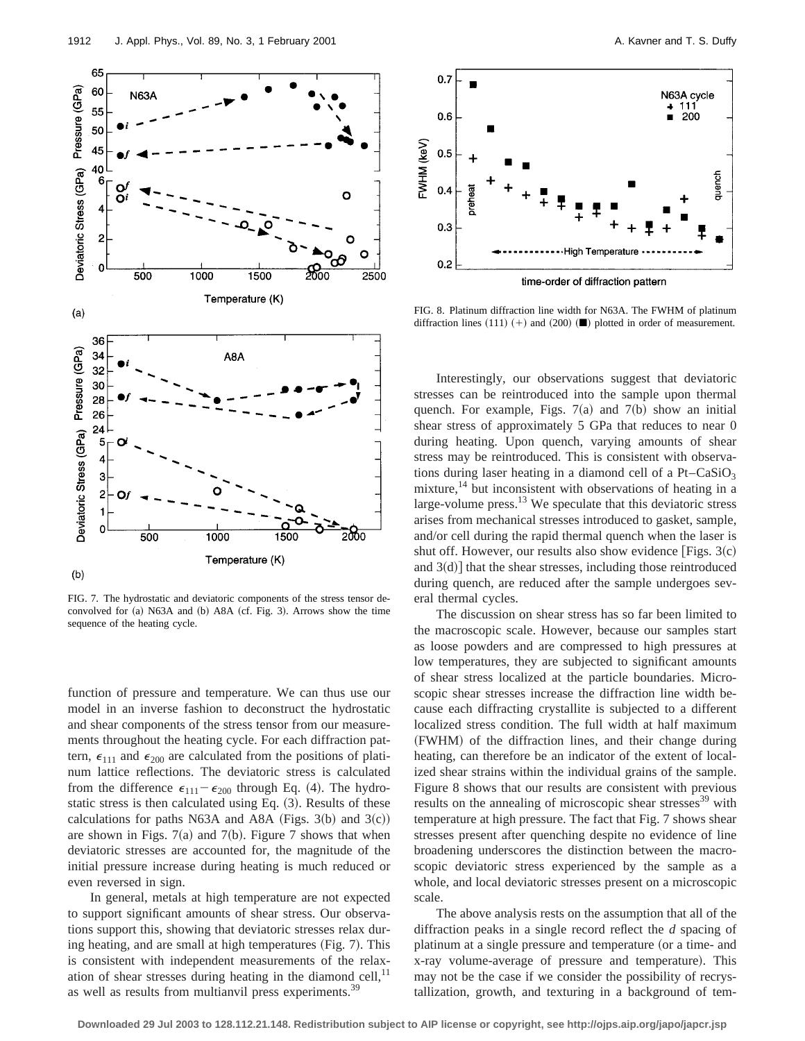FIG. 7. The hydrostatic and deviatoric components of the stress tensor deconvolved for (a) N63A and (b) A8A (cf. Fig. 3). Arrows show the time sequence of the heating cycle.

FIG. 8. Platinum diffraction line width for N63A. The FWHM of platinum diffraction lines (111) (+) and (200) (■) plotted in order of measurement.

function of pressure and temperature. We can thus use our model in an inverse fashion to deconstruct the hydrostatic and shear components of the stress tensor from our measurements throughout the heating cycle. For each diffraction pattern, $\epsilon_{111}$ and $\epsilon_{200}$ are calculated from the positions of platinum lattice reflections. The deviatoric stress is calculated from the difference $\epsilon_{111} - \epsilon_{200}$ through Eq. (4). The hydrostatic stress is then calculated using Eq. (3). Results of these calculations for paths N63A and A8A (Figs. 3(b) and 3(c)) are shown in Figs. 7(a) and 7(b). Figure 7 shows that when deviatoric stresses are accounted for, the magnitude of the initial pressure increase during heating is much reduced or even reversed in sign.

In general, metals at high temperature are not expected to support significant amounts of shear stress. Our observations support this, showing that deviatoric stresses relax during heating, and are small at high temperatures (Fig. 7). This is consistent with independent measurements of the relaxation of shear stresses during heating in the diamond cell,[11] as well as results from multianvil press experiments.[39]

Interestingly, our observations suggest that deviatoric stresses can be reintroduced into the sample upon thermal quench. For example, Figs. 7(a) and 7(b) show an initial shear stress of approximately 5 GPa that reduces to near 0 during heating. Upon quench, varying amounts of shear stress may be reintroduced. This is consistent with observations during laser heating in a diamond cell of a Pt–$CaSiO_3$ mixture,[14] but inconsistent with observations of heating in a large-volume press.[13] We speculate that this deviatoric stress arises from mechanical stresses introduced to gasket, sample, and/or cell during the rapid thermal quench when the laser is shut off. However, our results also show evidence [Figs. 3(c) and 3(d)] that the shear stresses, including those reintroduced during quench, are reduced after the sample undergoes several thermal cycles.

The discussion on shear stress has so far been limited to the macroscopic scale. However, because our samples start as loose powders and are compressed to high pressures at low temperatures, they are subjected to significant amounts of shear stress localized at the particle boundaries. Microscopic shear stresses increase the diffraction line width because each diffracting crystallite is subjected to a different localized stress condition. The full width at half maximum (FWHM) of the diffraction lines, and their change during heating, can therefore be an indicator of the extent of localized shear strains within the individual grains of the sample. Figure 8 shows that our results are consistent with previous results on the annealing of microscopic shear stresses[39] with temperature at high pressure. The fact that Fig. 7 shows shear stresses present after quenching despite no evidence of line broadening underscores the distinction between the macroscopic deviatoric stress experienced by the sample as a whole, and local deviatoric stresses present on a microscopic scale.

The above analysis rests on the assumption that all of the diffraction peaks in a single record reflect the *d* spacing of platinum at a single pressure and temperature (or a time- and x-ray volume-average of pressure and temperature). This may not be the case if we consider the possibility of recrystallization, growth, and texturing in a background of tem-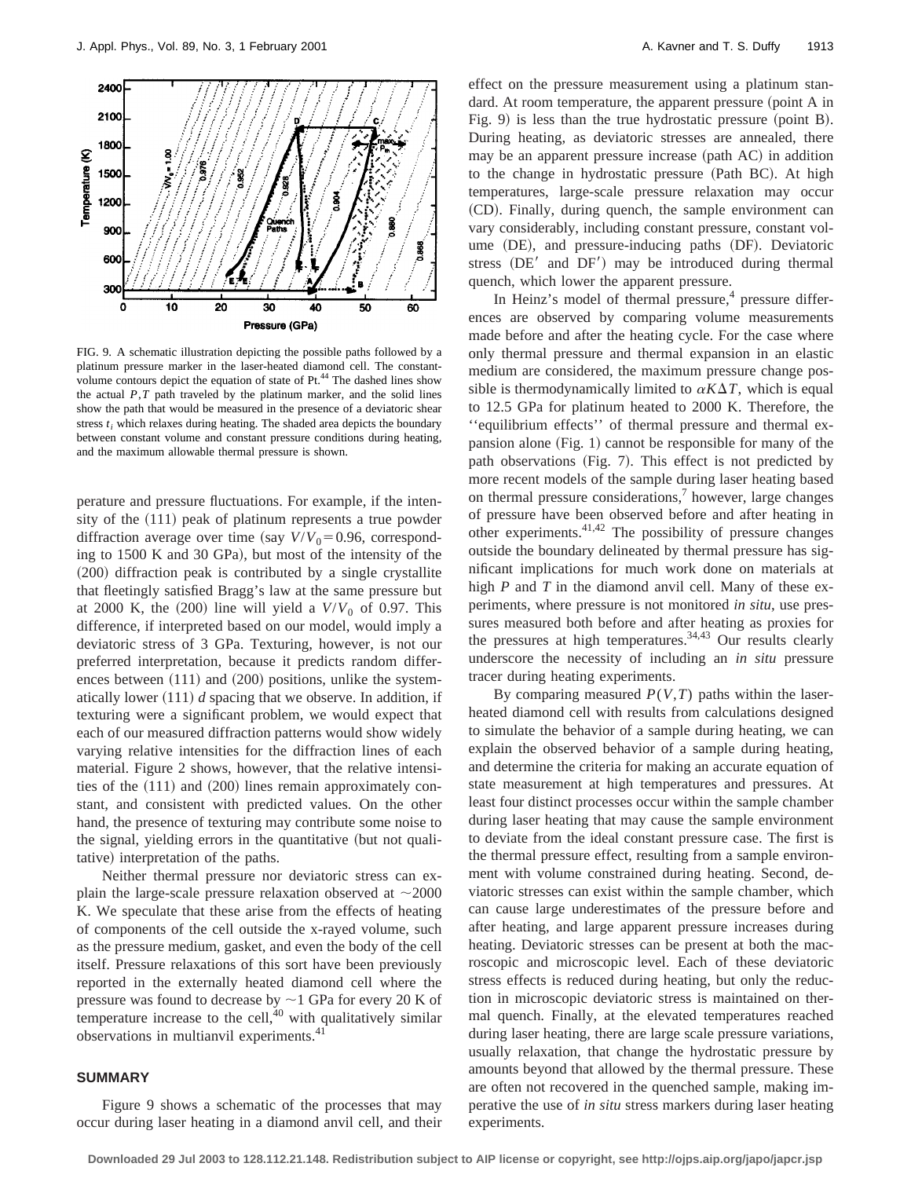FIG. 9. A schematic illustration depicting the possible paths followed by a platinum pressure marker in the laser-heated diamond cell. The constant-volume contours depict the equation of state of Pt.[44] The dashed lines show the actual $P,T$ path traveled by the platinum marker, and the solid lines show the path that would be measured in the presence of a deviatoric shear stress $t_i$ which relaxes during heating. The shaded area depicts the boundary between constant volume and constant pressure conditions during heating, and the maximum allowable thermal pressure is shown.

perature and pressure fluctuations. For example, if the intensity of the (111) peak of platinum represents a true powder diffraction average over time (say $V/V_0 = 0.96$, corresponding to 1500 K and 30 GPa), but most of the intensity of the (200) diffraction peak is contributed by a single crystallite that fleetingly satisfied Bragg's law at the same pressure but at 2000 K, the (200) line will yield a $V/V_0$ of 0.97. This difference, if interpreted based on our model, would imply a deviatoric stress of 3 GPa. Texturing, however, is not our preferred interpretation, because it predicts random differences between (111) and (200) positions, unlike the systematically lower (111) $d$ spacing that we observe. In addition, if texturing were a significant problem, we would expect that each of our measured diffraction patterns would show widely varying relative intensities for the diffraction lines of each material. Figure 2 shows, however, that the relative intensities of the (111) and (200) lines remain approximately constant, and consistent with predicted values. On the other hand, the presence of texturing may contribute some noise to the signal, yielding errors in the quantitative (but not qualitative) interpretation of the paths.

Neither thermal pressure nor deviatoric stress can explain the large-scale pressure relaxation observed at ~2000 K. We speculate that these arise from the effects of heating of components of the cell outside the x-rayed volume, such as the pressure medium, gasket, and even the body of the cell itself. Pressure relaxations of this sort have been previously reported in the externally heated diamond cell where the pressure was found to decrease by ~1 GPa for every 20 K of temperature increase to the cell,[40] with qualitatively similar observations in multianvil experiments.[41]

## SUMMARY

Figure 9 shows a schematic of the processes that may occur during laser heating in a diamond anvil cell, and their effect on the pressure measurement using a platinum standard. At room temperature, the apparent pressure (point A in Fig. 9) is less than the true hydrostatic pressure (point B). During heating, as deviatoric stresses are annealed, there may be an apparent pressure increase (path AC) in addition to the change in hydrostatic pressure (Path BC). At high temperatures, large-scale pressure relaxation may occur (CD). Finally, during quench, the sample environment can vary considerably, including constant pressure, constant volume (DE), and pressure-inducing paths (DF). Deviatoric stress (DE′ and DF′) may be introduced during thermal quench, which lower the apparent pressure.

In Heinz's model of thermal pressure,[4] pressure differences are observed by comparing volume measurements made before and after the heating cycle. For the case where only thermal pressure and thermal expansion in an elastic medium are considered, the maximum pressure change possible is thermodynamically limited to $\alpha K \Delta T$, which is equal to 12.5 GPa for platinum heated to 2000 K. Therefore, the "equilibrium effects" of thermal pressure and thermal expansion alone (Fig. 1) cannot be responsible for many of the path observations (Fig. 7). This effect is not predicted by more recent models of the sample during laser heating based on thermal pressure considerations,[7] however, large changes of pressure have been observed before and after heating in other experiments.[41,42] The possibility of pressure changes outside the boundary delineated by thermal pressure has significant implications for much work done on materials at high $P$ and $T$ in the diamond anvil cell. Many of these experiments, where pressure is not monitored *in situ*, use pressures measured both before and after heating as proxies for the pressures at high temperatures.[34,43] Our results clearly underscore the necessity of including an *in situ* pressure tracer during heating experiments.

By comparing measured $P(V,T)$ paths within the laser-heated diamond cell with results from calculations designed to simulate the behavior of a sample during heating, we can explain the observed behavior of a sample during heating, and determine the criteria for making an accurate equation of state measurement at high temperatures and pressures. At least four distinct processes occur within the sample chamber during laser heating that may cause the sample environment to deviate from the ideal constant pressure case. The first is the thermal pressure effect, resulting from a sample environment with volume constrained during heating. Second, deviatoric stresses can exist within the sample chamber, which can cause large underestimates of the pressure before and after heating, and large apparent pressure increases during heating. Deviatoric stresses can be present at both the macroscopic and microscopic level. Each of these deviatoric stress effects is reduced during heating, but only the reduction in microscopic deviatoric stress is maintained on thermal quench. Finally, at the elevated temperatures reached during laser heating, there are large scale pressure variations, usually relaxation, that change the hydrostatic pressure by amounts beyond that allowed by the thermal pressure. These are often not recovered in the quenched sample, making imperative the use of *in situ* stress markers during laser heating experiments.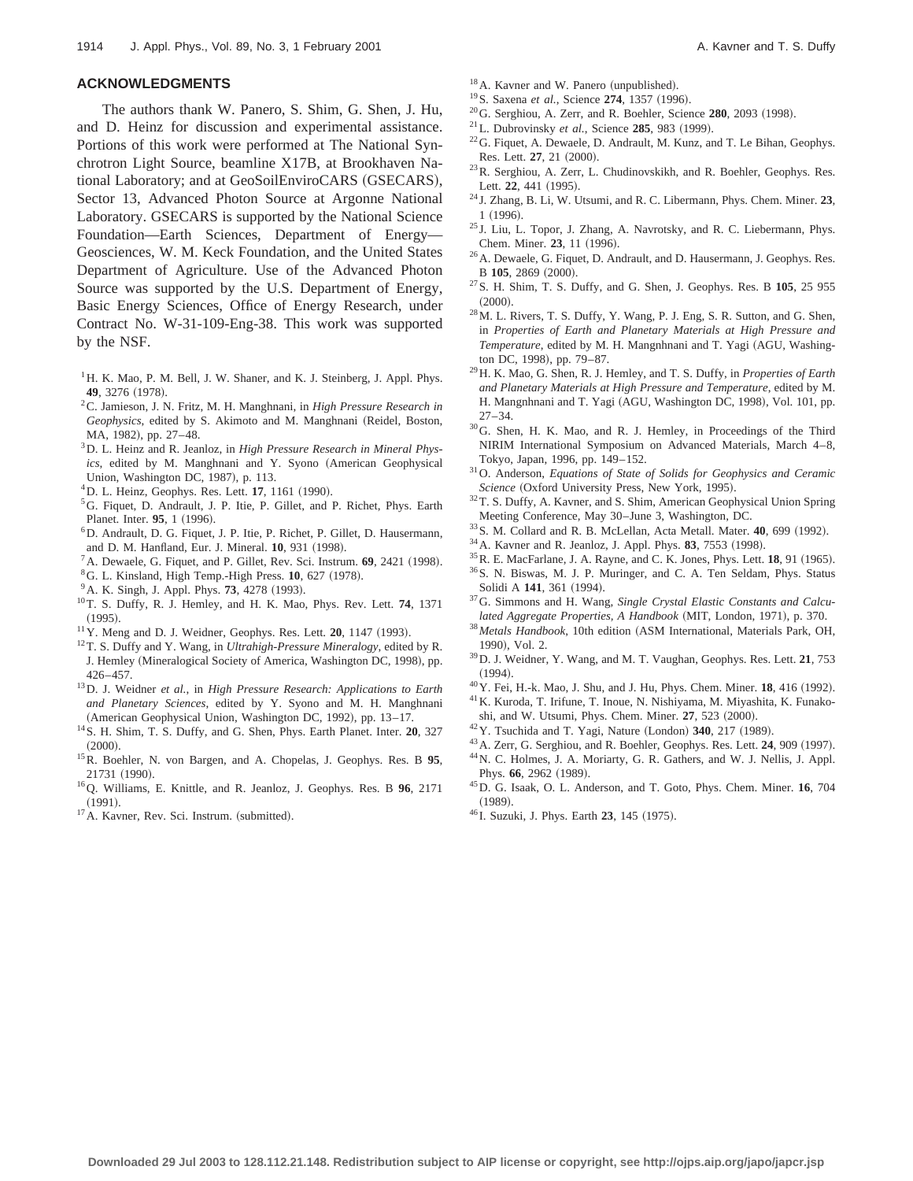## ACKNOWLEDGMENTS

The authors thank W. Panero, S. Shim, G. Shen, J. Hu, and D. Heinz for discussion and experimental assistance. Portions of this work were performed at The National Synchrotron Light Source, beamline X17B, at Brookhaven National Laboratory; and at GeoSoilEnviroCARS (GSECARS), Sector 13, Advanced Photon Source at Argonne National Laboratory. GSECARS is supported by the National Science Foundation—Earth Sciences, Department of Energy—Geosciences, W. M. Keck Foundation, and the United States Department of Agriculture. Use of the Advanced Photon Source was supported by the U.S. Department of Energy, Basic Energy Sciences, Office of Energy Research, under Contract No. W-31-109-Eng-38. This work was supported by the NSF.

[1] H. K. Mao, P. M. Bell, J. W. Shaner, and K. J. Steinberg, J. Appl. Phys. **49**, 3276 (1978).
[2] C. Jamieson, J. N. Fritz, M. H. Manghnani, in *High Pressure Research in Geophysics*, edited by S. Akimoto and M. Manghnani (Reidel, Boston, MA, 1982), pp. 27–48.
[3] D. L. Heinz and R. Jeanloz, in *High Pressure Research in Mineral Physics*, edited by M. Manghnani and Y. Syono (American Geophysical Union, Washington DC, 1987), p. 113.
[4] D. L. Heinz, Geophys. Res. Lett. **17**, 1161 (1990).
[5] G. Fiquet, D. Andrault, J. P. Itie, P. Gillet, and P. Richet, Phys. Earth Planet. Inter. **95**, 1 (1996).
[6] D. Andrault, D. G. Fiquet, J. P. Itie, P. Richet, P. Gillet, D. Hausermann, and D. M. Hanfland, Eur. J. Mineral. **10**, 931 (1998).
[7] A. Dewaele, G. Fiquet, and P. Gillet, Rev. Sci. Instrum. **69**, 2421 (1998).
[8] G. L. Kinsland, High Temp.-High Press. **10**, 627 (1978).
[9] A. K. Singh, J. Appl. Phys. **73**, 4278 (1993).
[10] T. S. Duffy, R. J. Hemley, and H. K. Mao, Phys. Rev. Lett. **74**, 1371 (1995).
[11] Y. Meng and D. J. Weidner, Geophys. Res. Lett. **20**, 1147 (1993).
[12] T. S. Duffy and Y. Wang, in *Ultrahigh-Pressure Mineralogy*, edited by R. J. Hemley (Mineralogical Society of America, Washington DC, 1998), pp. 426–457.
[13] D. J. Weidner *et al.*, in *High Pressure Research: Applications to Earth and Planetary Sciences*, edited by Y. Syono and M. H. Manghnani (American Geophysical Union, Washington DC, 1992), pp. 13–17.
[14] S. H. Shim, T. S. Duffy, and G. Shen, Phys. Earth Planet. Inter. **20**, 327 (2000).
[15] R. Boehler, N. von Bargen, and A. Chopelas, J. Geophys. Res. B **95**, 21731 (1990).
[16] Q. Williams, E. Knittle, and R. Jeanloz, J. Geophys. Res. B **96**, 2171 (1991).
[17] A. Kavner, Rev. Sci. Instrum. (submitted).
[18] A. Kavner and W. Panero (unpublished).
[19] S. Saxena *et al.*, Science **274**, 1357 (1996).
[20] G. Serghiou, A. Zerr, and R. Boehler, Science **280**, 2093 (1998).
[21] L. Dubrovinsky *et al.*, Science **285**, 983 (1999).
[22] G. Fiquet, A. Dewaele, D. Andrault, M. Kunz, and T. Le Bihan, Geophys. Res. Lett. **27**, 21 (2000).
[23] R. Serghiou, A. Zerr, L. Chudinovskikh, and R. Boehler, Geophys. Res. Lett. **22**, 441 (1995).
[24] J. Zhang, B. Li, W. Utsumi, and R. C. Libermann, Phys. Chem. Miner. **23**, 1 (1996).
[25] J. Liu, L. Topor, J. Zhang, A. Navrotsky, and R. C. Liebermann, Phys. Chem. Miner. **23**, 11 (1996).
[26] A. Dewaele, G. Fiquet, D. Andrault, and D. Hausermann, J. Geophys. Res. B **105**, 2869 (2000).
[27] S. H. Shim, T. S. Duffy, and G. Shen, J. Geophys. Res. B **105**, 25 955 (2000).
[28] M. L. Rivers, T. S. Duffy, Y. Wang, P. J. Eng, S. R. Sutton, and G. Shen, in *Properties of Earth and Planetary Materials at High Pressure and Temperature*, edited by M. H. Mangnhnani and T. Yagi (AGU, Washington DC, 1998), pp. 79–87.
[29] H. K. Mao, G. Shen, R. J. Hemley, and T. S. Duffy, in *Properties of Earth and Planetary Materials at High Pressure and Temperature*, edited by M. H. Mangnhnani and T. Yagi (AGU, Washington DC, 1998), Vol. 101, pp. 27–34.
[30] G. Shen, H. K. Mao, and R. J. Hemley, in Proceedings of the Third NIRIM International Symposium on Advanced Materials, March 4–8, Tokyo, Japan, 1996, pp. 149–152.
[31] O. Anderson, *Equations of State of Solids for Geophysics and Ceramic Science* (Oxford University Press, New York, 1995).
[32] T. S. Duffy, A. Kavner, and S. Shim, American Geophysical Union Spring Meeting Conference, May 30–June 3, Washington, DC.
[33] S. M. Collard and R. B. McLellan, Acta Metall. Mater. **40**, 699 (1992).
[34] A. Kavner and R. Jeanloz, J. Appl. Phys. **83**, 7553 (1998).
[35] R. E. MacFarlane, J. A. Rayne, and C. K. Jones, Phys. Lett. **18**, 91 (1965).
[36] S. N. Biswas, M. J. P. Muringer, and C. A. Ten Seldam, Phys. Status Solidi A **141**, 361 (1994).
[37] G. Simmons and H. Wang, *Single Crystal Elastic Constants and Calculated Aggregate Properties, A Handbook* (MIT, London, 1971), p. 370.
[38] *Metals Handbook*, 10th edition (ASM International, Materials Park, OH, 1990), Vol. 2.
[39] D. J. Weidner, Y. Wang, and M. T. Vaughan, Geophys. Res. Lett. **21**, 753 (1994).
[40] Y. Fei, H.-k. Mao, J. Shu, and J. Hu, Phys. Chem. Miner. **18**, 416 (1992).
[41] K. Kuroda, T. Irifune, T. Inoue, N. Nishiyama, M. Miyashita, K. Funakoshi, and W. Utsumi, Phys. Chem. Miner. **27**, 523 (2000).
[42] Y. Tsuchida and T. Yagi, Nature (London) **340**, 217 (1989).
[43] A. Zerr, G. Serghiou, and R. Boehler, Geophys. Res. Lett. **24**, 909 (1997).
[44] N. C. Holmes, J. A. Moriarty, G. R. Gathers, and W. J. Nellis, J. Appl. Phys. **66**, 2962 (1989).
[45] D. G. Isaak, O. L. Anderson, and T. Goto, Phys. Chem. Miner. **16**, 704 (1989).
[46] I. Suzuki, J. Phys. Earth **23**, 145 (1975).